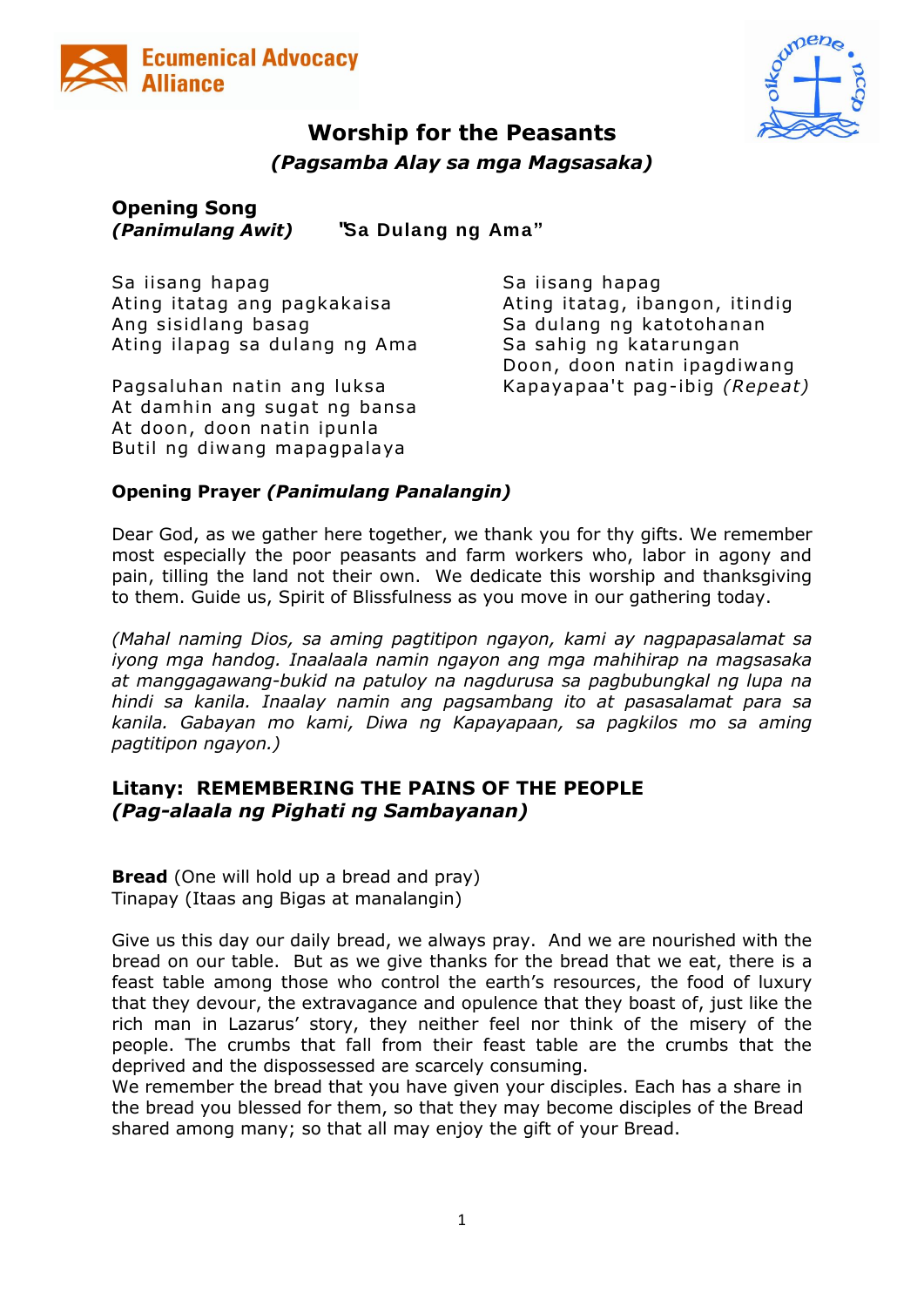Ecumenical Advocacy Alliance

# Worship for the Peasants

## *(Pagsamba Alay sa mga Magsasaka)*

**Opening Song**
***(Panimulang Awit)*** **"Sa Dulang ng Ama"**

Sa iisang hapag
Ating itatag ang pagkakaisa
Ang sisidlang basag
Ating ilapag sa dulang ng Ama

Pagsaluhan natin ang luksa
At damhin ang sugat ng bansa
At doon, doon natin ipunla
Butil ng diwang mapagpalaya

Sa iisang hapag
Ating itatag, ibangon, itindig
Sa dulang ng katotohanan
Sa sahig ng katarungan
Doon, doon natin ipagdiwang
Kapayapaa't pag-ibig *(Repeat)*

**Opening Prayer *(Panimulang Panalangin)***

Dear God, as we gather here together, we thank you for thy gifts. We remember most especially the poor peasants and farm workers who, labor in agony and pain, tilling the land not their own. We dedicate this worship and thanksgiving to them. Guide us, Spirit of Blissfulness as you move in our gathering today.

*(Mahal naming Dios, sa aming pagtitipon ngayon, kami ay nagpapasalamat sa iyong mga handog. Inaalaala namin ngayon ang mga mahihirap na magsasaka at manggagawang-bukid na patuloy na nagdurusa sa pagbubungkal ng lupa na hindi sa kanila. Inaalay namin ang pagsambang ito at pasasalamat para sa kanila. Gabayan mo kami, Diwa ng Kapayapaan, sa pagkilos mo sa aming pagtitipon ngayon.)*

## Litany: REMEMBERING THE PAINS OF THE PEOPLE
## *(Pag-alaala ng Pighati ng Sambayanan)*

**Bread** (One will hold up a bread and pray)
Tinapay (Itaas ang Bigas at manalangin)

Give us this day our daily bread, we always pray. And we are nourished with the bread on our table. But as we give thanks for the bread that we eat, there is a feast table among those who control the earth's resources, the food of luxury that they devour, the extravagance and opulence that they boast of, just like the rich man in Lazarus' story, they neither feel nor think of the misery of the people. The crumbs that fall from their feast table are the crumbs that the deprived and the dispossessed are scarcely consuming.
We remember the bread that you have given your disciples. Each has a share in the bread you blessed for them, so that they may become disciples of the Bread shared among many; so that all may enjoy the gift of your Bread.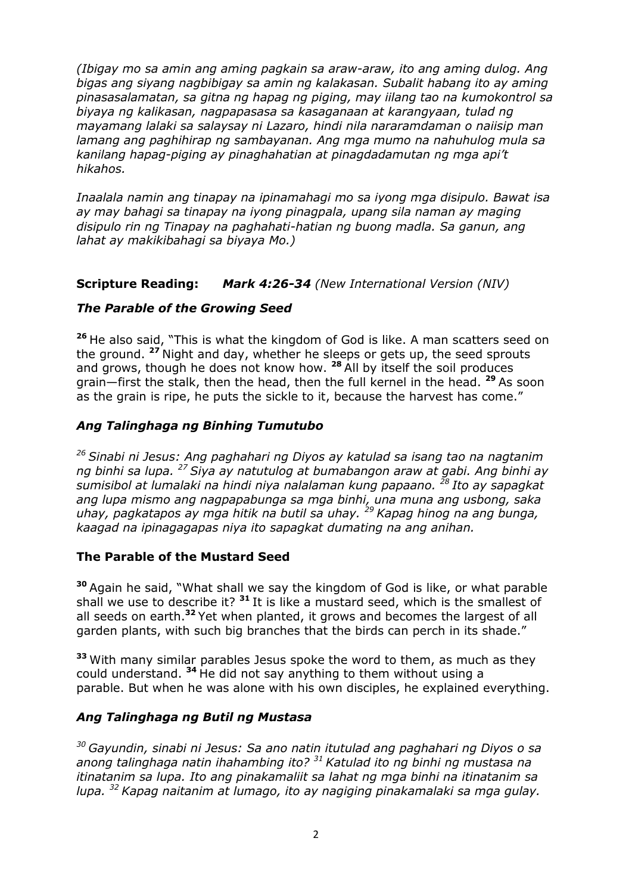*(Ibigay mo sa amin ang aming pagkain sa araw-araw, ito ang aming dulog. Ang bigas ang siyang nagbibigay sa amin ng kalakasan. Subalit habang ito ay aming pinasasalamatan, sa gitna ng hapag ng piging, may iilang tao na kumokontrol sa biyaya ng kalikasan, nagpapasasa sa kasaganaan at karangyaan, tulad ng mayamang lalaki sa salaysay ni Lazaro, hindi nila nararamdaman o naiisip man lamang ang paghihirap ng sambayanan. Ang mga mumo na nahuhulog mula sa kanilang hapag-piging ay pinaghahatian at pinagdadamutan ng mga api't hikahos.*

*Inaalala namin ang tinapay na ipinamahagi mo sa iyong mga disipulo. Bawat isa ay may bahagi sa tinapay na iyong pinagpala, upang sila naman ay maging disipulo rin ng Tinapay na paghahati-hatian ng buong madla. Sa ganun, ang lahat ay makikibahagi sa biyaya Mo.)*

**Scripture Reading:** ***Mark 4:26-34*** *(New International Version (NIV)*

### *The Parable of the Growing Seed*

**26** He also said, "This is what the kingdom of God is like. A man scatters seed on the ground. **27** Night and day, whether he sleeps or gets up, the seed sprouts and grows, though he does not know how. **28** All by itself the soil produces grain—first the stalk, then the head, then the full kernel in the head. **29** As soon as the grain is ripe, he puts the sickle to it, because the harvest has come."

### *Ang Talinghaga ng Binhing Tumutubo*

*26 Sinabi ni Jesus: Ang paghahari ng Diyos ay katulad sa isang tao na nagtanim ng binhi sa lupa. 27 Siya ay natutulog at bumabangon araw at gabi. Ang binhi ay sumisibol at lumalaki na hindi niya nalalaman kung papaano. 28 Ito ay sapagkat ang lupa mismo ang nagpapabunga sa mga binhi, una muna ang usbong, saka uhay, pagkatapos ay mga hitik na butil sa uhay. 29 Kapag hinog na ang bunga, kaagad na ipinagagapas niya ito sapagkat dumating na ang anihan.*

### The Parable of the Mustard Seed

**30** Again he said, "What shall we say the kingdom of God is like, or what parable shall we use to describe it? **31** It is like a mustard seed, which is the smallest of all seeds on earth.**32** Yet when planted, it grows and becomes the largest of all garden plants, with such big branches that the birds can perch in its shade."

**33** With many similar parables Jesus spoke the word to them, as much as they could understand. **34** He did not say anything to them without using a parable. But when he was alone with his own disciples, he explained everything.

### *Ang Talinghaga ng Butil ng Mustasa*

*30 Gayundin, sinabi ni Jesus: Sa ano natin itutulad ang paghahari ng Diyos o sa anong talinghaga natin ihahambing ito? 31 Katulad ito ng binhi ng mustasa na itinatanim sa lupa. Ito ang pinakamaliit sa lahat ng mga binhi na itinatanim sa lupa. 32 Kapag naitanim at lumago, ito ay nagiging pinakamalaki sa mga gulay.*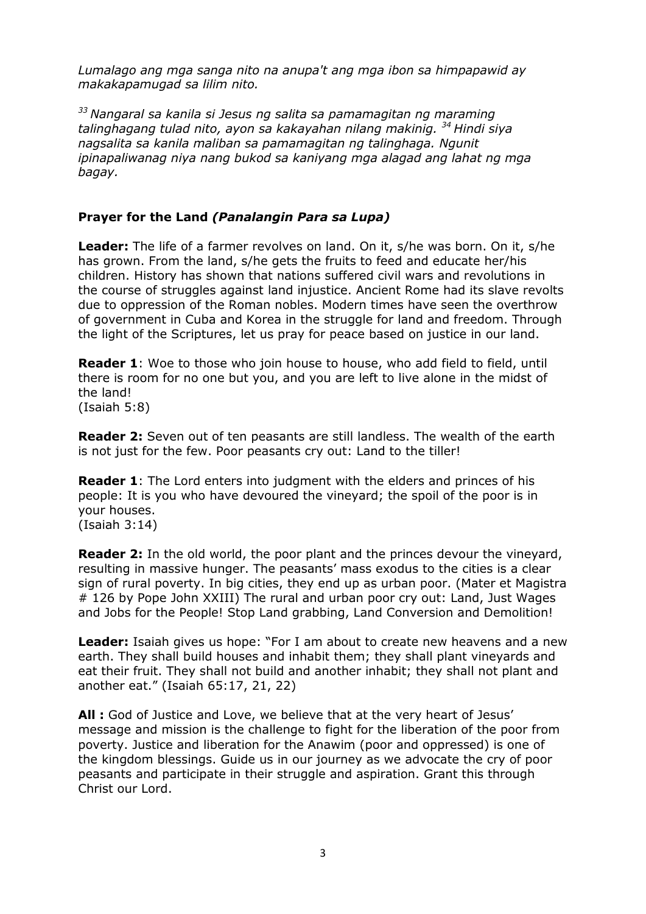*Lumalago ang mga sanga nito na anupa't ang mga ibon sa himpapawid ay makakapamugad sa lilim nito.*

*[33] Nangaral sa kanila si Jesus ng salita sa pamamagitan ng maraming talinghagang tulad nito, ayon sa kakayahan nilang makinig. [34] Hindi siya nagsalita sa kanila maliban sa pamamagitan ng talinghaga. Ngunit ipinapaliwanag niya nang bukod sa kaniyang mga alagad ang lahat ng mga bagay.*

**Prayer for the Land *(Panalangin Para sa Lupa)***

**Leader:** The life of a farmer revolves on land. On it, s/he was born. On it, s/he has grown. From the land, s/he gets the fruits to feed and educate her/his children. History has shown that nations suffered civil wars and revolutions in the course of struggles against land injustice. Ancient Rome had its slave revolts due to oppression of the Roman nobles. Modern times have seen the overthrow of government in Cuba and Korea in the struggle for land and freedom. Through the light of the Scriptures, let us pray for peace based on justice in our land.

**Reader 1**: Woe to those who join house to house, who add field to field, until there is room for no one but you, and you are left to live alone in the midst of the land!
(Isaiah 5:8)

**Reader 2:** Seven out of ten peasants are still landless. The wealth of the earth is not just for the few. Poor peasants cry out: Land to the tiller!

**Reader 1**: The Lord enters into judgment with the elders and princes of his people: It is you who have devoured the vineyard; the spoil of the poor is in your houses.
(Isaiah 3:14)

**Reader 2:** In the old world, the poor plant and the princes devour the vineyard, resulting in massive hunger. The peasants' mass exodus to the cities is a clear sign of rural poverty. In big cities, they end up as urban poor. (Mater et Magistra # 126 by Pope John XXIII) The rural and urban poor cry out: Land, Just Wages and Jobs for the People! Stop Land grabbing, Land Conversion and Demolition!

**Leader:** Isaiah gives us hope: "For I am about to create new heavens and a new earth. They shall build houses and inhabit them; they shall plant vineyards and eat their fruit. They shall not build and another inhabit; they shall not plant and another eat." (Isaiah 65:17, 21, 22)

**All :** God of Justice and Love, we believe that at the very heart of Jesus' message and mission is the challenge to fight for the liberation of the poor from poverty. Justice and liberation for the Anawim (poor and oppressed) is one of the kingdom blessings. Guide us in our journey as we advocate the cry of poor peasants and participate in their struggle and aspiration. Grant this through Christ our Lord.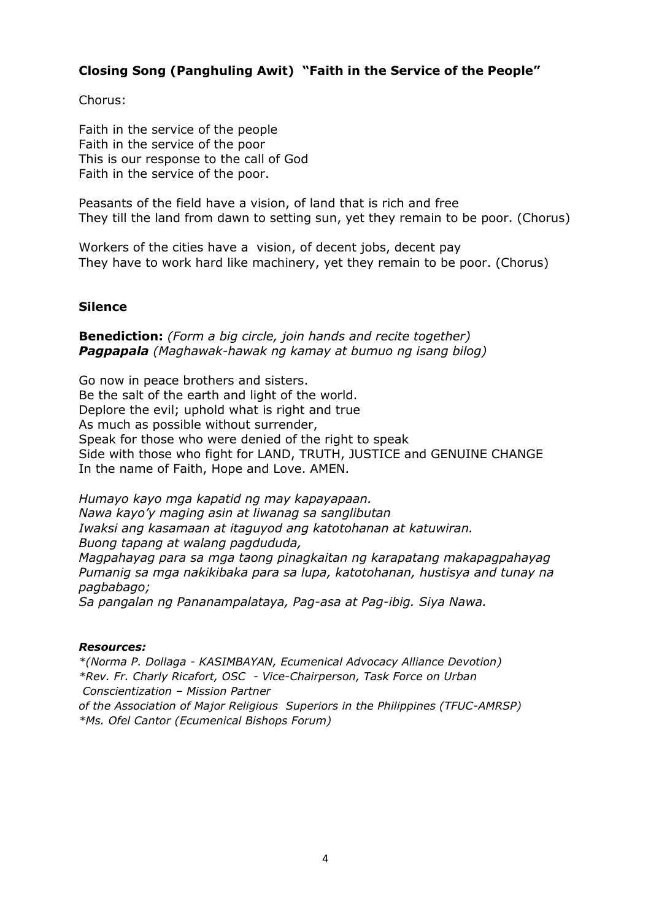**Closing Song (Panghuling Awit) "Faith in the Service of the People"**

Chorus:

Faith in the service of the people
Faith in the service of the poor
This is our response to the call of God
Faith in the service of the poor.

Peasants of the field have a vision, of land that is rich and free
They till the land from dawn to setting sun, yet they remain to be poor. (Chorus)

Workers of the cities have a vision, of decent jobs, decent pay
They have to work hard like machinery, yet they remain to be poor. (Chorus)

**Silence**

**Benediction:** *(Form a big circle, join hands and recite together)*
***Pagpapala*** *(Maghawak-hawak ng kamay at bumuo ng isang bilog)*

Go now in peace brothers and sisters.
Be the salt of the earth and light of the world.
Deplore the evil; uphold what is right and true
As much as possible without surrender,
Speak for those who were denied of the right to speak
Side with those who fight for LAND, TRUTH, JUSTICE and GENUINE CHANGE
In the name of Faith, Hope and Love. AMEN.

*Humayo kayo mga kapatid ng may kapayapaan.*
*Nawa kayo'y maging asin at liwanag sa sanglibutan*
*Iwaksi ang kasamaan at itaguyod ang katotohanan at katuwiran.*
*Buong tapang at walang pagdududa,*
*Magpahayag para sa mga taong pinagkaitan ng karapatang makapagpahayag*
*Pumanig sa mga nakikibaka para sa lupa, katotohanan, hustisya and tunay na pagbabago;*
*Sa pangalan ng Pananampalataya, Pag-asa at Pag-ibig. Siya Nawa.*

***Resources:***

*\*(Norma P. Dollaga - KASIMBAYAN, Ecumenical Advocacy Alliance Devotion)*
*\*Rev. Fr. Charly Ricafort, OSC - Vice-Chairperson, Task Force on Urban Conscientization – Mission Partner of the Association of Major Religious Superiors in the Philippines (TFUC-AMRSP)*
*\*Ms. Ofel Cantor (Ecumenical Bishops Forum)*